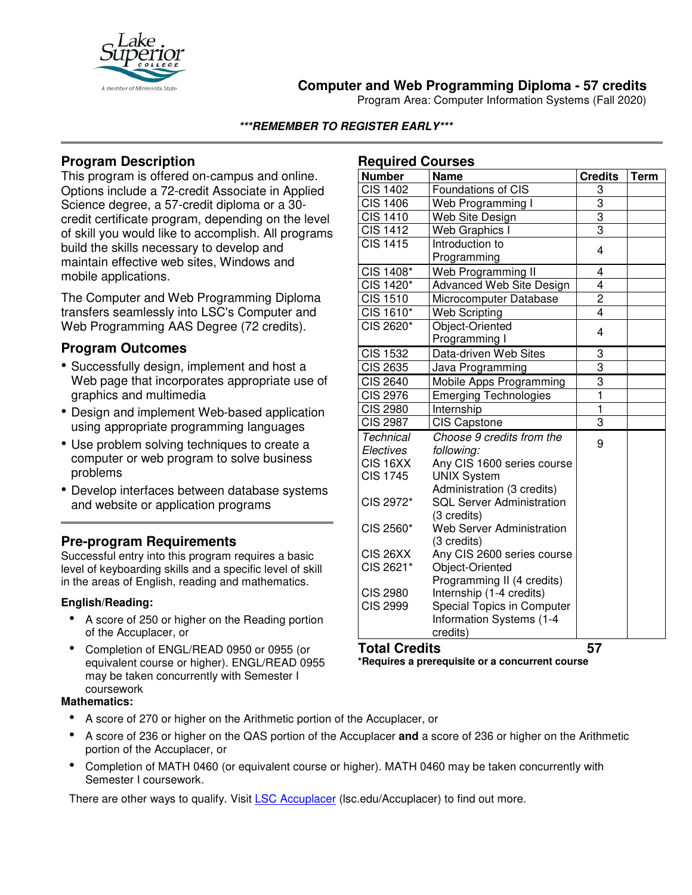# Computer and Web Programming Diploma - 57 credits

Program Area: Computer Information Systems (Fall 2020)

***REMEMBER TO REGISTER EARLY***

## Program Description

This program is offered on-campus and online. Options include a 72-credit Associate in Applied Science degree, a 57-credit diploma or a 30-credit certificate program, depending on the level of skill you would like to accomplish. All programs build the skills necessary to develop and maintain effective web sites, Windows and mobile applications.

The Computer and Web Programming Diploma transfers seamlessly into LSC's Computer and Web Programming AAS Degree (72 credits).

## Program Outcomes

- Successfully design, implement and host a Web page that incorporates appropriate use of graphics and multimedia
- Design and implement Web-based application using appropriate programming languages
- Use problem solving techniques to create a computer or web program to solve business problems
- Develop interfaces between database systems and website or application programs

## Pre-program Requirements

Successful entry into this program requires a basic level of keyboarding skills and a specific level of skill in the areas of English, reading and mathematics.

### English/Reading:

- A score of 250 or higher on the Reading portion of the Accuplacer, or
- Completion of ENGL/READ 0950 or 0955 (or equivalent course or higher). ENGL/READ 0955 may be taken concurrently with Semester I coursework

### Mathematics:

- A score of 270 or higher on the Arithmetic portion of the Accuplacer, or
- A score of 236 or higher on the QAS portion of the Accuplacer **and** a score of 236 or higher on the Arithmetic portion of the Accuplacer, or
- Completion of MATH 0460 (or equivalent course or higher). MATH 0460 may be taken concurrently with Semester I coursework.

There are other ways to qualify. Visit LSC Accuplacer (lsc.edu/Accuplacer) to find out more.

## Required Courses

| Number | Name | Credits | Term |
|---|---|---|---|
| CIS 1402 | Foundations of CIS | 3 | |
| CIS 1406 | Web Programming I | 3 | |
| CIS 1410 | Web Site Design | 3 | |
| CIS 1412 | Web Graphics I | 3 | |
| CIS 1415 | Introduction to Programming | 4 | |
| CIS 1408* | Web Programming II | 4 | |
| CIS 1420* | Advanced Web Site Design | 4 | |
| CIS 1510 | Microcomputer Database | 2 | |
| CIS 1610* | Web Scripting | 4 | |
| CIS 2620* | Object-Oriented Programming I | 4 | |
| CIS 1532 | Data-driven Web Sites | 3 | |
| CIS 2635 | Java Programming | 3 | |
| CIS 2640 | Mobile Apps Programming | 3 | |
| CIS 2976 | Emerging Technologies | 1 | |
| CIS 2980 | Internship | 1 | |
| CIS 2987 | CIS Capstone | 3 | |
| *Technical Electives* | *Choose 9 credits from the following:* | 9 | |
| CIS 16XX | Any CIS 1600 series course | | |
| CIS 1745 | UNIX System Administration (3 credits) | | |
| CIS 2972* | SQL Server Administration (3 credits) | | |
| CIS 2560* | Web Server Administration (3 credits) | | |
| CIS 26XX | Any CIS 2600 series course | | |
| CIS 2621* | Object-Oriented Programming II (4 credits) | | |
| CIS 2980 | Internship (1-4 credits) | | |
| CIS 2999 | Special Topics in Computer Information Systems (1-4 credits) | | |
| **Total Credits** | | **57** | |

***Requires a prerequisite or a concurrent course**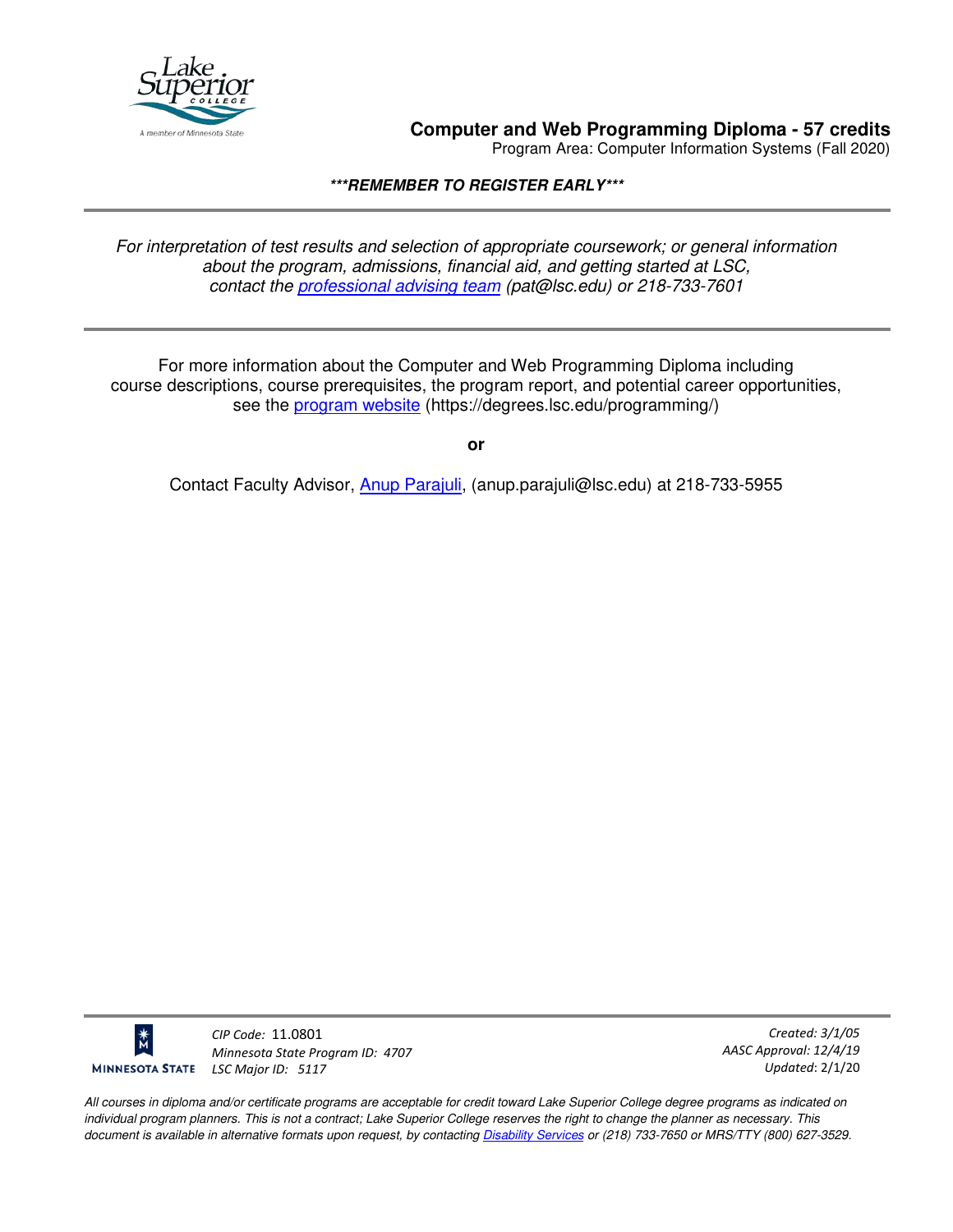## Computer and Web Programming Diploma - 57 credits

Program Area: Computer Information Systems (Fall 2020)

***REMEMBER TO REGISTER EARLY***

---

*For interpretation of test results and selection of appropriate coursework; or general information about the program, admissions, financial aid, and getting started at LSC, contact the [professional advising team](mailto:pat@lsc.edu) (pat@lsc.edu) or 218-733-7601*

---

For more information about the Computer and Web Programming Diploma including course descriptions, course prerequisites, the program report, and potential career opportunities, see the [program website](https://degrees.lsc.edu/programming/) (https://degrees.lsc.edu/programming/)

**or**

Contact Faculty Advisor, [Anup Parajuli](mailto:anup.parajuli@lsc.edu), (anup.parajuli@lsc.edu) at 218-733-5955

---

*CIP Code:* 11.0801
*Minnesota State Program ID: 4707*
*LSC Major ID: 5117*

*Created: 3/1/05*
*AASC Approval: 12/4/19*
*Updated*: 2/1/20

*All courses in diploma and/or certificate programs are acceptable for credit toward Lake Superior College degree programs as indicated on individual program planners. This is not a contract; Lake Superior College reserves the right to change the planner as necessary. This document is available in alternative formats upon request, by contacting [Disability Services](#) or (218) 733-7650 or MRS/TTY (800) 627-3529.*